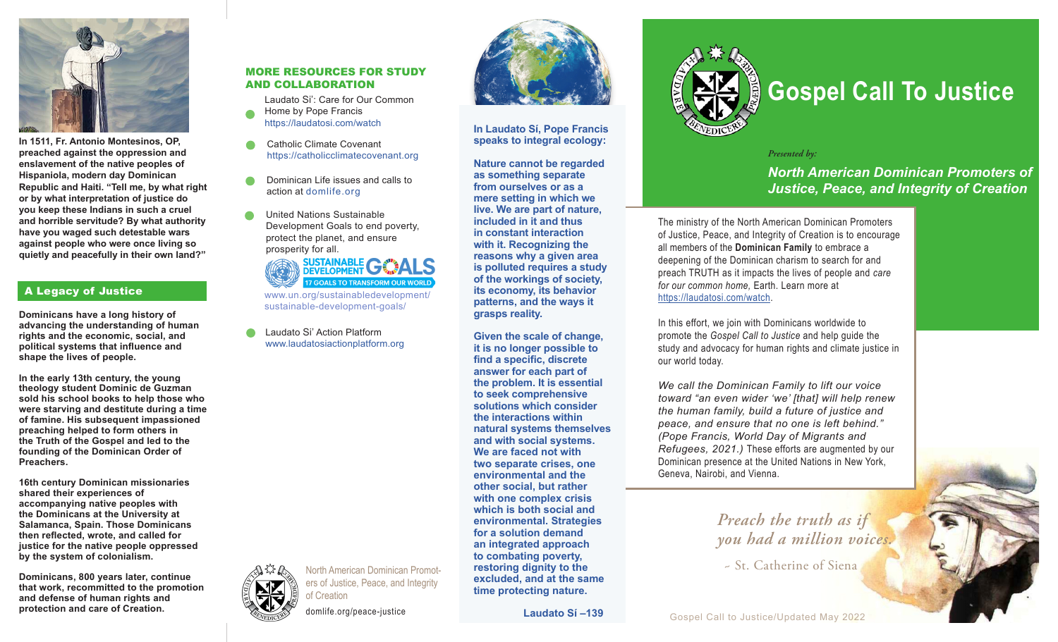# Gospel Call To Justice

*Presented by:*

**North American Dominican Promoters of Justice, Peace, and Integrity of Creation**

The ministry of the North American Dominican Promoters of Justice, Peace, and Integrity of Creation is to encourage all members of the **Dominican Family** to embrace a deepening of the Dominican charism to search for and preach TRUTH as it impacts the lives of people and *care for our common home*, Earth. Learn more at https://laudatosi.com/watch.

In this effort, we join with Dominicans worldwide to promote the *Gospel Call to Justice* and help guide the study and advocacy for human rights and climate justice in our world today.

*We call the Dominican Family to lift our voice toward "an even wider 'we' [that] will help renew the human family, build a future of justice and peace, and ensure that no one is left behind." (Pope Francis, World Day of Migrants and Refugees, 2021.)* These efforts are augmented by our Dominican presence at the United Nations in New York, Geneva, Nairobi, and Vienna.

*Preach the truth as if you had a million voices.*

~ St. Catherine of Siena

Gospel Call to Justice/Updated May 2022

**In 1511, Fr. Antonio Montesinos, OP, preached against the oppression and enslavement of the native peoples of Hispaniola, modern day Dominican Republic and Haiti. "Tell me, by what right or by what interpretation of justice do you keep these Indians in such a cruel and horrible servitude? By what authority have you waged such detestable wars against people who were once living so quietly and peacefully in their own land?"**

## A Legacy of Justice

**Dominicans have a long history of advancing the understanding of human rights and the economic, social, and political systems that influence and shape the lives of people.**

**In the early 13th century, the young theology student Dominic de Guzman sold his school books to help those who were starving and destitute during a time of famine. His subsequent impassioned preaching helped to form others in the Truth of the Gospel and led to the founding of the Dominican Order of Preachers.**

**16th century Dominican missionaries shared their experiences of accompanying native peoples with the Dominicans at the University at Salamanca, Spain. Those Dominicans then reflected, wrote, and called for justice for the native people oppressed by the system of colonialism.**

**Dominicans, 800 years later, continue that work, recommitted to the promotion and defense of human rights and protection and care of Creation.**

## MORE RESOURCES FOR STUDY AND COLLABORATION

- Laudato Si': Care for Our Common Home by Pope Francis https://laudatosi.com/watch
- Catholic Climate Covenant https://catholicclimatecovenant.org
- Dominican Life issues and calls to action at domlife.org
- United Nations Sustainable Development Goals to end poverty, protect the planet, and ensure prosperity for all.
  SUSTAINABLE DEVELOPMENT GOALS – 17 GOALS TO TRANSFORM OUR WORLD
  www.un.org/sustainabledevelopment/sustainable-development-goals/
- Laudato Si' Action Platform www.laudatosiactionplatform.org

North American Dominican Promoters of Justice, Peace, and Integrity of Creation

domlife.org/peace-justice

**In Laudato Sí, Pope Francis speaks to integral ecology:**

**Nature cannot be regarded as something separate from ourselves or as a mere setting in which we live. We are part of nature, included in it and thus in constant interaction with it. Recognizing the reasons why a given area is polluted requires a study of the workings of society, its economy, its behavior patterns, and the ways it grasps reality.**

**Given the scale of change, it is no longer possible to find a specific, discrete answer for each part of the problem. It is essential to seek comprehensive solutions which consider the interactions within natural systems themselves and with social systems. We are faced not with two separate crises, one environmental and the other social, but rather with one complex crisis which is both social and environmental. Strategies for a solution demand an integrated approach to combating poverty, restoring dignity to the excluded, and at the same time protecting nature.**

**Laudato Sí –139**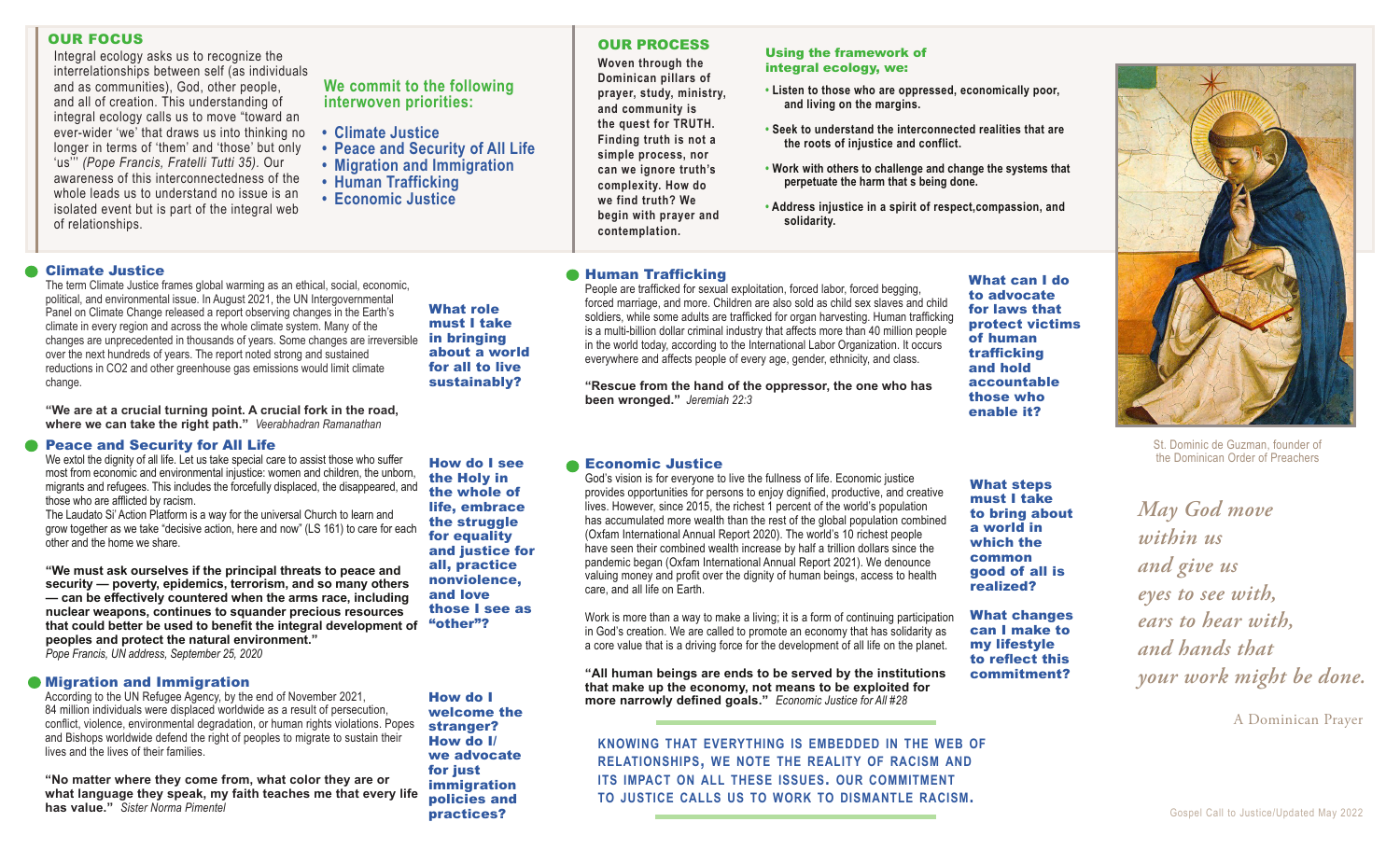## OUR FOCUS

Integral ecology asks us to recognize the interrelationships between self (as individuals and as communities), God, other people, and all of creation. This understanding of integral ecology calls us to move "toward an ever-wider 'we' that draws us into thinking no longer in terms of 'them' and 'those' but only 'us'" *(Pope Francis, Fratelli Tutti 35)*. Our awareness of this interconnectedness of the whole leads us to understand no issue is an isolated event but is part of the integral web of relationships.

### We commit to the following interwoven priorities:

- Climate Justice
- Peace and Security of All Life
- Migration and Immigration
- Human Trafficking
- Economic Justice

## OUR PROCESS

**Woven through the Dominican pillars of prayer, study, ministry, and community is the quest for TRUTH. Finding truth is not a simple process, nor can we ignore truth's complexity. How do we find truth? We begin with prayer and contemplation.**

### Using the framework of integral ecology, we:

- **Listen to those who are oppressed, economically poor, and living on the margins.**
- **Seek to understand the interconnected realities that are the roots of injustice and conflict.**
- **Work with others to challenge and change the systems that perpetuate the harm that s being done.**
- **Address injustice in a spirit of respect,compassion, and solidarity.**

## Climate Justice

The term Climate Justice frames global warming as an ethical, social, economic, political, and environmental issue. In August 2021, the UN Intergovernmental Panel on Climate Change released a report observing changes in the Earth's climate in every region and across the whole climate system. Many of the changes are unprecedented in thousands of years. Some changes are irreversible over the next hundreds of years. The report noted strong and sustained reductions in $CO_2$ and other greenhouse gas emissions would limit climate change.

**"We are at a crucial turning point. A crucial fork in the road, where we can take the right path."** *Veerabhadran Ramanathan*

**What role must I take in bringing about a world for all to live sustainably?**

## Peace and Security for All Life

We extol the dignity of all life. Let us take special care to assist those who suffer most from economic and environmental injustice: women and children, the unborn, migrants and refugees. This includes the forcefully displaced, the disappeared, and those who are afflicted by racism.

The Laudato Si' Action Platform is a way for the universal Church to learn and grow together as we take "decisive action, here and now" (LS 161) to care for each other and the home we share.

**"We must ask ourselves if the principal threats to peace and security — poverty, epidemics, terrorism, and so many others — can be effectively countered when the arms race, including nuclear weapons, continues to squander precious resources that could better be used to benefit the integral development of peoples and protect the natural environment."**
*Pope Francis, UN address, September 25, 2020*

**How do I see the Holy in the whole of life, embrace the struggle for equality and justice for all, practice nonviolence, and love those I see as "other"?**

## Migration and Immigration

According to the UN Refugee Agency, by the end of November 2021, 84 million individuals were displaced worldwide as a result of persecution, conflict, violence, environmental degradation, or human rights violations. Popes and Bishops worldwide defend the right of peoples to migrate to sustain their lives and the lives of their families.

**"No matter where they come from, what color they are or what language they speak, my faith teaches me that every life has value."** *Sister Norma Pimentel*

**How do I welcome the stranger? How do I/ we advocate for just immigration policies and practices?**

## Human Trafficking

People are trafficked for sexual exploitation, forced labor, forced begging, forced marriage, and more. Children are also sold as child sex slaves and child soldiers, while some adults are trafficked for organ harvesting. Human trafficking is a multi-billion dollar criminal industry that affects more than 40 million people in the world today, according to the International Labor Organization. It occurs everywhere and affects people of every age, gender, ethnicity, and class.

**"Rescue from the hand of the oppressor, the one who has been wronged."** *Jeremiah 22:3*

**What can I do to advocate for laws that protect victims of human trafficking and hold accountable those who enable it?**

## Economic Justice

God's vision is for everyone to live the fullness of life. Economic justice provides opportunities for persons to enjoy dignified, productive, and creative lives. However, since 2015, the richest 1 percent of the world's population has accumulated more wealth than the rest of the global population combined (Oxfam International Annual Report 2020). The world's 10 richest people have seen their combined wealth increase by half a trillion dollars since the pandemic began (Oxfam International Annual Report 2021). We denounce valuing money and profit over the dignity of human beings, access to health care, and all life on Earth.

Work is more than a way to make a living; it is a form of continuing participation in God's creation. We are called to promote an economy that has solidarity as a core value that is a driving force for the development of all life on the planet.

**"All human beings are ends to be served by the institutions that make up the economy, not means to be exploited for more narrowly defined goals."** *Economic Justice for All #28*

**What steps must I take to bring about a world in which the common good of all is realized?**

**What changes can I make to my lifestyle to reflect this commitment?**

**KNOWING THAT EVERYTHING IS EMBEDDED IN THE WEB OF RELATIONSHIPS, WE NOTE THE REALITY OF RACISM AND ITS IMPACT ON ALL THESE ISSUES. OUR COMMITMENT TO JUSTICE CALLS US TO WORK TO DISMANTLE RACISM.**

St. Dominic de Guzman, founder of the Dominican Order of Preachers

*May God move*
*within us*
*and give us*
*eyes to see with,*
*ears to hear with,*
*and hands that*
*your work might be done.*

A Dominican Prayer

Gospel Call to Justice/Updated May 2022